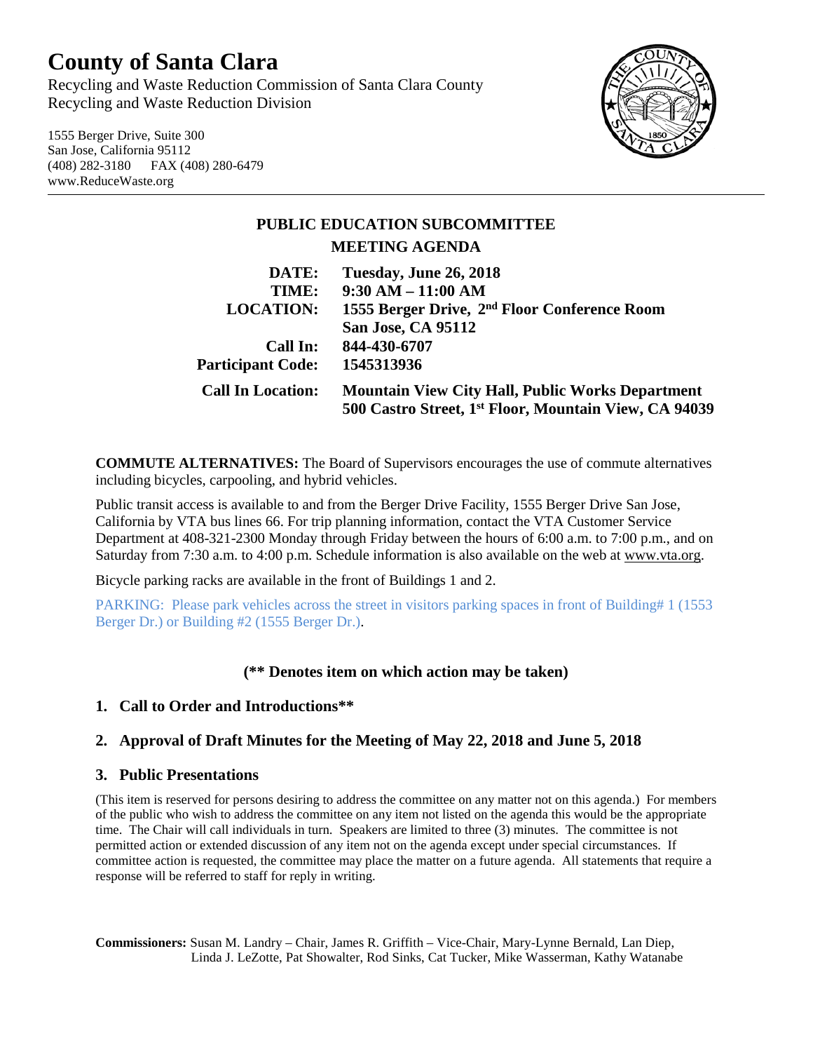# County of Santa Clara

Recycling and Waste Reduction Commission of Santa Clara County
Recycling and Waste Reduction Division

1555 Berger Drive, Suite 300
San Jose, California 95112
(408) 282-3180 FAX (408) 280-6479
www.ReduceWaste.org

## PUBLIC EDUCATION SUBCOMMITTEE

## MEETING AGENDA

**DATE:** **Tuesday, June 26, 2018**
**TIME:** **9:30 AM – 11:00 AM**
**LOCATION:** **1555 Berger Drive, 2nd Floor Conference Room**
**San Jose, CA 95112**
**Call In:** **844-430-6707**
**Participant Code:** **1545313936**
**Call In Location:** **Mountain View City Hall, Public Works Department**
**500 Castro Street, 1st Floor, Mountain View, CA 94039**

**COMMUTE ALTERNATIVES:** The Board of Supervisors encourages the use of commute alternatives including bicycles, carpooling, and hybrid vehicles.

Public transit access is available to and from the Berger Drive Facility, 1555 Berger Drive San Jose, California by VTA bus lines 66. For trip planning information, contact the VTA Customer Service Department at 408-321-2300 Monday through Friday between the hours of 6:00 a.m. to 7:00 p.m., and on Saturday from 7:30 a.m. to 4:00 p.m. Schedule information is also available on the web at www.vta.org.

Bicycle parking racks are available in the front of Buildings 1 and 2.

PARKING: Please park vehicles across the street in visitors parking spaces in front of Building# 1 (1553 Berger Dr.) or Building #2 (1555 Berger Dr.).

**(** Denotes item on which action may be taken)**

### 1. Call to Order and Introductions**

### 2. Approval of Draft Minutes for the Meeting of May 22, 2018 and June 5, 2018

### 3. Public Presentations

(This item is reserved for persons desiring to address the committee on any matter not on this agenda.) For members of the public who wish to address the committee on any item not listed on the agenda this would be the appropriate time. The Chair will call individuals in turn. Speakers are limited to three (3) minutes. The committee is not permitted action or extended discussion of any item not on the agenda except under special circumstances. If committee action is requested, the committee may place the matter on a future agenda. All statements that require a response will be referred to staff for reply in writing.

**Commissioners:** Susan M. Landry – Chair, James R. Griffith – Vice-Chair, Mary-Lynne Bernald, Lan Diep, Linda J. LeZotte, Pat Showalter, Rod Sinks, Cat Tucker, Mike Wasserman, Kathy Watanabe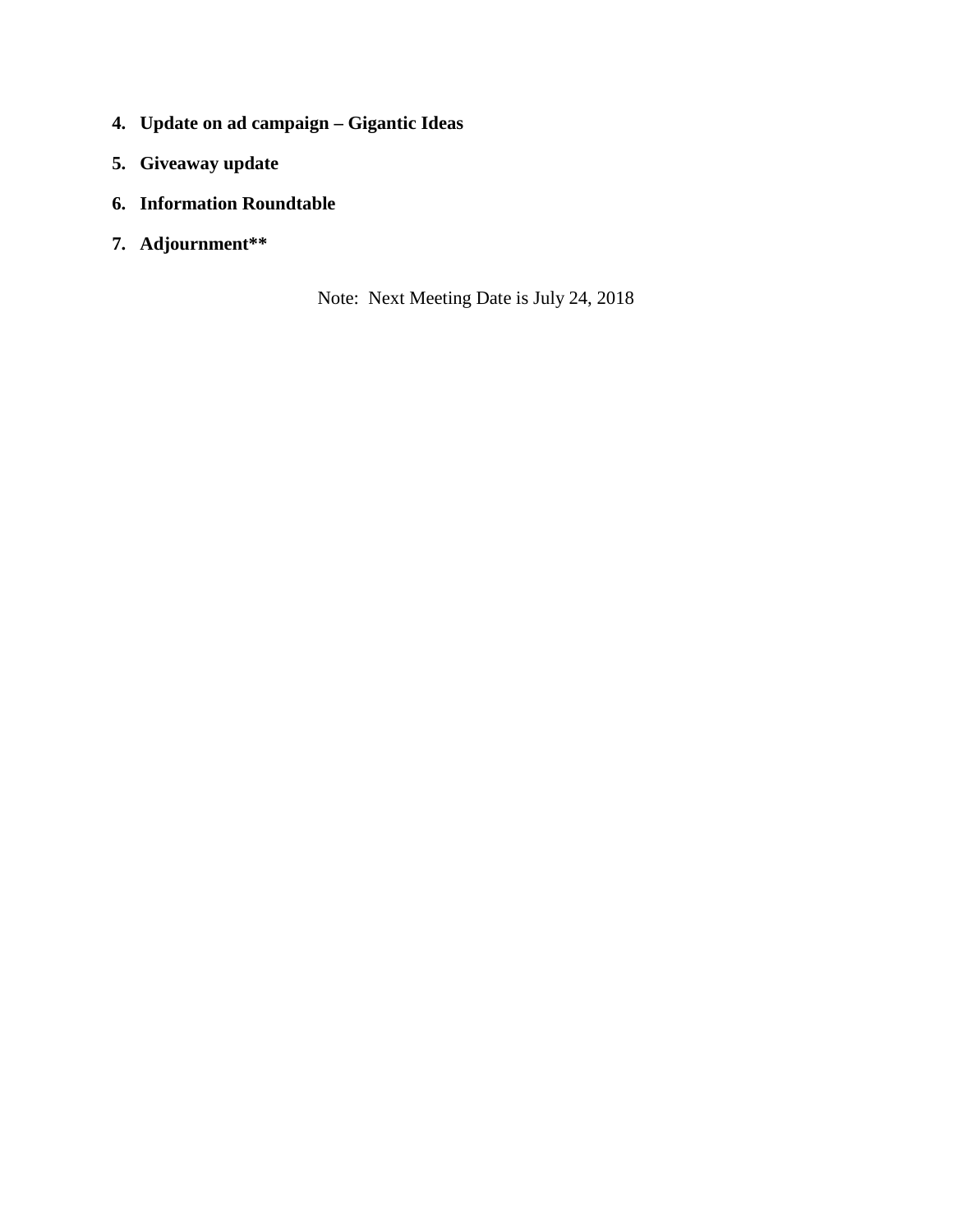4. **Update on ad campaign – Gigantic Ideas**

5. **Giveaway update**

6. **Information Roundtable**

7. **Adjournment****

Note: Next Meeting Date is July 24, 2018